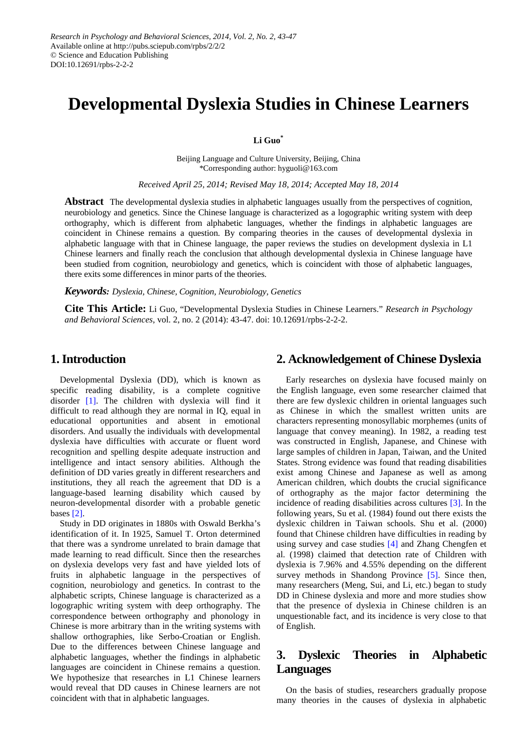# Developmental Dyslexia Studies in Chinese Learners

**Li Guo***

Beijing Language and Culture University, Beijing, China
*Corresponding author: hyguoli@163.com

*Received April 25, 2014; Revised May 18, 2014; Accepted May 18, 2014*

**Abstract** The developmental dyslexia studies in alphabetic languages usually from the perspectives of cognition, neurobiology and genetics. Since the Chinese language is characterized as a logographic writing system with deep orthography, which is different from alphabetic languages, whether the findings in alphabetic languages are coincident in Chinese remains a question. By comparing theories in the causes of developmental dyslexia in alphabetic language with that in Chinese language, the paper reviews the studies on development dyslexia in L1 Chinese learners and finally reach the conclusion that although developmental dyslexia in Chinese language have been studied from cognition, neurobiology and genetics, which is coincident with those of alphabetic languages, there exits some differences in minor parts of the theories.

***Keywords:*** *Dyslexia, Chinese, Cognition, Neurobiology, Genetics*

**Cite This Article:** Li Guo, "Developmental Dyslexia Studies in Chinese Learners." *Research in Psychology and Behavioral Sciences*, vol. 2, no. 2 (2014): 43-47. doi: 10.12691/rpbs-2-2-2.

## 1. Introduction

Developmental Dyslexia (DD), which is known as specific reading disability, is a complete cognitive disorder [1]. The children with dyslexia will find it difficult to read although they are normal in IQ, equal in educational opportunities and absent in emotional disorders. And usually the individuals with developmental dyslexia have difficulties with accurate or fluent word recognition and spelling despite adequate instruction and intelligence and intact sensory abilities. Although the definition of DD varies greatly in different researchers and institutions, they all reach the agreement that DD is a language-based learning disability which caused by neuron-developmental disorder with a probable genetic bases [2].

Study in DD originates in 1880s with Oswald Berkha's identification of it. In 1925, Samuel T. Orton determined that there was a syndrome unrelated to brain damage that made learning to read difficult. Since then the researches on dyslexia develops very fast and have yielded lots of fruits in alphabetic language in the perspectives of cognition, neurobiology and genetics. In contrast to the alphabetic scripts, Chinese language is characterized as a logographic writing system with deep orthography. The correspondence between orthography and phonology in Chinese is more arbitrary than in the writing systems with shallow orthographies, like Serbo-Croatian or English. Due to the differences between Chinese language and alphabetic languages, whether the findings in alphabetic languages are coincident in Chinese remains a question. We hypothesize that researches in L1 Chinese learners would reveal that DD causes in Chinese learners are not coincident with that in alphabetic languages.

## 2. Acknowledgement of Chinese Dyslexia

Early researches on dyslexia have focused mainly on the English language, even some researcher claimed that there are few dyslexic children in oriental languages such as Chinese in which the smallest written units are characters representing monosyllabic morphemes (units of language that convey meaning). In 1982, a reading test was constructed in English, Japanese, and Chinese with large samples of children in Japan, Taiwan, and the United States. Strong evidence was found that reading disabilities exist among Chinese and Japanese as well as among American children, which doubts the crucial significance of orthography as the major factor determining the incidence of reading disabilities across cultures [3]. In the following years, Su et al. (1984) found out there exists the dyslexic children in Taiwan schools. Shu et al. (2000) found that Chinese children have difficulties in reading by using survey and case studies [4] and Zhang Chengfen et al. (1998) claimed that detection rate of Children with dyslexia is 7.96% and 4.55% depending on the different survey methods in Shandong Province [5]. Since then, many researchers (Meng, Sui, and Li, etc.) began to study DD in Chinese dyslexia and more and more studies show that the presence of dyslexia in Chinese children is an unquestionable fact, and its incidence is very close to that of English.

## 3. Dyslexic Theories in Alphabetic Languages

On the basis of studies, researchers gradually propose many theories in the causes of dyslexia in alphabetic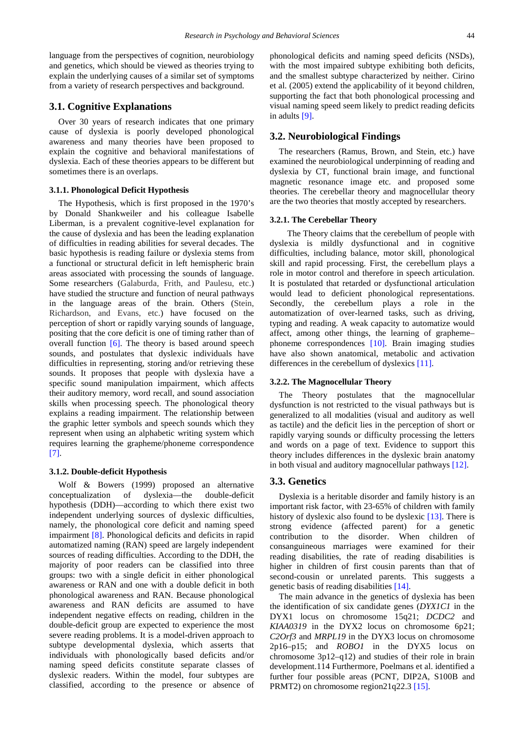language from the perspectives of cognition, neurobiology and genetics, which should be viewed as theories trying to explain the underlying causes of a similar set of symptoms from a variety of research perspectives and background.

## 3.1. Cognitive Explanations

Over 30 years of research indicates that one primary cause of dyslexia is poorly developed phonological awareness and many theories have been proposed to explain the cognitive and behavioral manifestations of dyslexia. Each of these theories appears to be different but sometimes there is an overlaps.

### 3.1.1. Phonological Deficit Hypothesis

The Hypothesis, which is first proposed in the 1970's by Donald Shankweiler and his colleague Isabelle Liberman, is a prevalent cognitive-level explanation for the cause of dyslexia and has been the leading explanation of difficulties in reading abilities for several decades. The basic hypothesis is reading failure or dyslexia stems from a functional or structural deficit in left hemispheric brain areas associated with processing the sounds of language. Some researchers (Galaburda, Frith, and Paulesu, etc.) have studied the structure and function of neural pathways in the language areas of the brain. Others (Stein, Richardson, and Evans, etc.) have focused on the perception of short or rapidly varying sounds of language, positing that the core deficit is one of timing rather than of overall function [6]. The theory is based around speech sounds, and postulates that dyslexic individuals have difficulties in representing, storing and/or retrieving these sounds. It proposes that people with dyslexia have a specific sound manipulation impairment, which affects their auditory memory, word recall, and sound association skills when processing speech. The phonological theory explains a reading impairment. The relationship between the graphic letter symbols and speech sounds which they represent when using an alphabetic writing system which requires learning the grapheme/phoneme correspondence [7].

### 3.1.2. Double-deficit Hypothesis

Wolf & Bowers (1999) proposed an alternative conceptualization of dyslexia—the double-deficit hypothesis (DDH)—according to which there exist two independent underlying sources of dyslexic difficulties, namely, the phonological core deficit and naming speed impairment [8]. Phonological deficits and deficits in rapid automatized naming (RAN) speed are largely independent sources of reading difficulties. According to the DDH, the majority of poor readers can be classified into three groups: two with a single deficit in either phonological awareness or RAN and one with a double deficit in both phonological awareness and RAN. Because phonological awareness and RAN deficits are assumed to have independent negative effects on reading, children in the double-deficit group are expected to experience the most severe reading problems. It is a model-driven approach to subtype developmental dyslexia, which asserts that individuals with phonologically based deficits and/or naming speed deficits constitute separate classes of dyslexic readers. Within the model, four subtypes are classified, according to the presence or absence of phonological deficits and naming speed deficits (NSDs), with the most impaired subtype exhibiting both deficits, and the smallest subtype characterized by neither. Cirino et al. (2005) extend the applicability of it beyond children, supporting the fact that both phonological processing and visual naming speed seem likely to predict reading deficits in adults [9].

## 3.2. Neurobiological Findings

The researchers (Ramus, Brown, and Stein, etc.) have examined the neurobiological underpinning of reading and dyslexia by CT, functional brain image, and functional magnetic resonance image etc. and proposed some theories. The cerebellar theory and magnocellular theory are the two theories that mostly accepted by researchers.

### 3.2.1. The Cerebellar Theory

The Theory claims that the cerebellum of people with dyslexia is mildly dysfunctional and in cognitive difficulties, including balance, motor skill, phonological skill and rapid processing. First, the cerebellum plays a role in motor control and therefore in speech articulation. It is postulated that retarded or dysfunctional articulation would lead to deficient phonological representations. Secondly, the cerebellum plays a role in the automatization of over-learned tasks, such as driving, typing and reading. A weak capacity to automatize would affect, among other things, the learning of grapheme–phoneme correspondences [10]. Brain imaging studies have also shown anatomical, metabolic and activation differences in the cerebellum of dyslexics [11].

### 3.2.2. The Magnocellular Theory

The Theory postulates that the magnocellular dysfunction is not restricted to the visual pathways but is generalized to all modalities (visual and auditory as well as tactile) and the deficit lies in the perception of short or rapidly varying sounds or difficulty processing the letters and words on a page of text. Evidence to support this theory includes differences in the dyslexic brain anatomy in both visual and auditory magnocellular pathways [12].

## 3.3. Genetics

Dyslexia is a heritable disorder and family history is an important risk factor, with 23-65% of children with family history of dyslexic also found to be dyslexic [13]. There is strong evidence (affected parent) for a genetic contribution to the disorder. When children of consanguineous marriages were examined for their reading disabilities, the rate of reading disabilities is higher in children of first cousin parents than that of second-cousin or unrelated parents. This suggests a genetic basis of reading disabilities [14].

The main advance in the genetics of dyslexia has been the identification of six candidate genes (*DYX1C1* in the DYX1 locus on chromosome 15q21; *DCDC2* and *KIAA0319* in the DYX2 locus on chromosome 6p21; *C2Orf3* and *MRPL19* in the DYX3 locus on chromosome 2p16–p15; and *ROBO1* in the DYX5 locus on chromosome 3p12–q12) and studies of their role in brain development.114 Furthermore, Poelmans et al. identified a further four possible areas (PCNT, DIP2A, S100B and PRMT2) on chromosome region21q22.3 [15].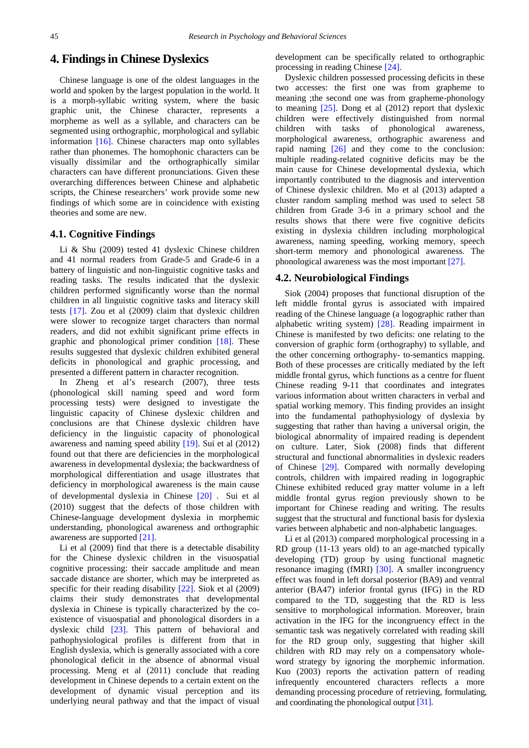## 4. Findings in Chinese Dyslexics

Chinese language is one of the oldest languages in the world and spoken by the largest population in the world. It is a morph-syllabic writing system, where the basic graphic unit, the Chinese character, represents a morpheme as well as a syllable, and characters can be segmented using orthographic, morphological and syllabic information [16]. Chinese characters map onto syllables rather than phonemes. The homophonic characters can be visually dissimilar and the orthographically similar characters can have different pronunciations. Given these overarching differences between Chinese and alphabetic scripts, the Chinese researchers' work provide some new findings of which some are in coincidence with existing theories and some are new.

### 4.1. Cognitive Findings

Li & Shu (2009) tested 41 dyslexic Chinese children and 41 normal readers from Grade-5 and Grade-6 in a battery of linguistic and non-linguistic cognitive tasks and reading tasks. The results indicated that the dyslexic children performed significantly worse than the normal children in all linguistic cognitive tasks and literacy skill tests [17]. Zou et al (2009) claim that dyslexic children were slower to recognize target characters than normal readers, and did not exhibit significant prime effects in graphic and phonological primer condition [18]. These results suggested that dyslexic children exhibited general deficits in phonological and graphic processing, and presented a different pattern in character recognition.

In Zheng et al's research (2007), three tests (phonological skill naming speed and word form processing tests) were designed to investigate the linguistic capacity of Chinese dyslexic children and conclusions are that Chinese dyslexic children have deficiency in the linguistic capacity of phonological awareness and naming speed ability [19]. Sui et al (2012) found out that there are deficiencies in the morphological awareness in developmental dyslexia; the backwardness of morphological differentiation and usage illustrates that deficiency in morphological awareness is the main cause of developmental dyslexia in Chinese [20] . Sui et al (2010) suggest that the defects of those children with Chinese-language development dyslexia in morphemic understanding, phonological awareness and orthographic awareness are supported [21].

Li et al (2009) find that there is a detectable disability for the Chinese dyslexic children in the visuospatial cognitive processing: their saccade amplitude and mean saccade distance are shorter, which may be interpreted as specific for their reading disability [22]. Siok et al (2009) claims their study demonstrates that developmental dyslexia in Chinese is typically characterized by the co-existence of visuospatial and phonological disorders in a dyslexic child [23]. This pattern of behavioral and pathophysiological profiles is different from that in English dyslexia, which is generally associated with a core phonological deficit in the absence of abnormal visual processing. Meng et al (2011) conclude that reading development in Chinese depends to a certain extent on the development of dynamic visual perception and its underlying neural pathway and that the impact of visual development can be specifically related to orthographic processing in reading Chinese [24].

Dyslexic children possessed processing deficits in these two accesses: the first one was from grapheme to meaning ;the second one was from grapheme-phonology to meaning [25]. Dong et al (2012) report that dyslexic children were effectively distinguished from normal children with tasks of phonological awareness, morphological awareness, orthographic awareness and rapid naming [26] and they come to the conclusion: multiple reading-related cognitive deficits may be the main cause for Chinese developmental dyslexia, which importantly contributed to the diagnosis and intervention of Chinese dyslexic children. Mo et al (2013) adapted a cluster random sampling method was used to select 58 children from Grade 3-6 in a primary school and the results shows that there were five cognitive deficits existing in dyslexia children including morphological awareness, naming speeding, working memory, speech short-term memory and phonological awareness. The phonological awareness was the most important [27].

### 4.2. Neurobiological Findings

Siok (2004) proposes that functional disruption of the left middle frontal gyrus is associated with impaired reading of the Chinese language (a logographic rather than alphabetic writing system) [28]. Reading impairment in Chinese is manifested by two deficits: one relating to the conversion of graphic form (orthography) to syllable, and the other concerning orthography- to-semantics mapping. Both of these processes are critically mediated by the left middle frontal gyrus, which functions as a centre for fluent Chinese reading 9-11 that coordinates and integrates various information about written characters in verbal and spatial working memory. This finding provides an insight into the fundamental pathophysiology of dyslexia by suggesting that rather than having a universal origin, the biological abnormality of impaired reading is dependent on culture. Later, Siok (2008) finds that different structural and functional abnormalities in dyslexic readers of Chinese [29]. Compared with normally developing controls, children with impaired reading in logographic Chinese exhibited reduced gray matter volume in a left middle frontal gyrus region previously shown to be important for Chinese reading and writing. The results suggest that the structural and functional basis for dyslexia varies between alphabetic and non-alphabetic languages.

Li et al (2013) compared morphological processing in a RD group (11-13 years old) to an age-matched typically developing (TD) group by using functional magnetic resonance imaging (fMRI) [30]. A smaller incongruency effect was found in left dorsal posterior (BA9) and ventral anterior (BA47) inferior frontal gyrus (IFG) in the RD compared to the TD, suggesting that the RD is less sensitive to morphological information. Moreover, brain activation in the IFG for the incongruency effect in the semantic task was negatively correlated with reading skill for the RD group only, suggesting that higher skill children with RD may rely on a compensatory whole-word strategy by ignoring the morphemic information. Kuo (2003) reports the activation pattern of reading infrequently encountered characters reflects a more demanding processing procedure of retrieving, formulating, and coordinating the phonological output [31].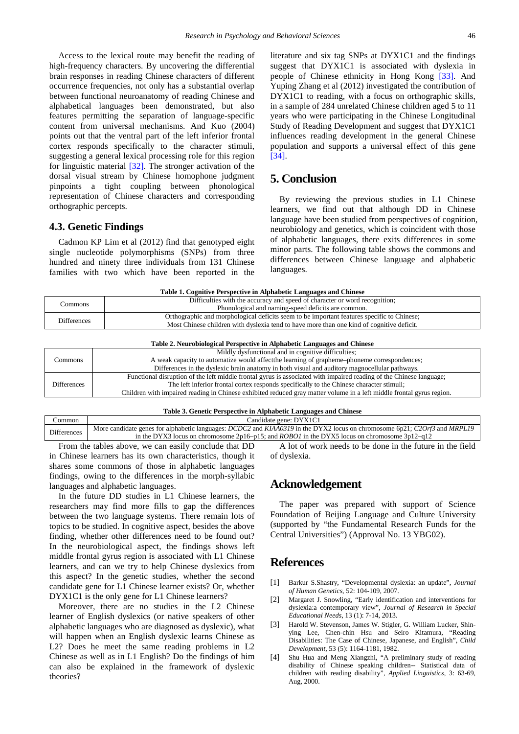Access to the lexical route may benefit the reading of high-frequency characters. By uncovering the differential brain responses in reading Chinese characters of different occurrence frequencies, not only has a substantial overlap between functional neuroanatomy of reading Chinese and alphabetical languages been demonstrated, but also features permitting the separation of language-specific content from universal mechanisms. And Kuo (2004) points out that the ventral part of the left inferior frontal cortex responds specifically to the character stimuli, suggesting a general lexical processing role for this region for linguistic material [32]. The stronger activation of the dorsal visual stream by Chinese homophone judgment pinpoints a tight coupling between phonological representation of Chinese characters and corresponding orthographic percepts.

### 4.3. Genetic Findings

Cadmon KP Lim et al (2012) find that genotyped eight single nucleotide polymorphisms (SNPs) from three hundred and ninety three individuals from 131 Chinese families with two which have been reported in the literature and six tag SNPs at DYX1C1 and the findings suggest that DYX1C1 is associated with dyslexia in people of Chinese ethnicity in Hong Kong [33]. And Yuping Zhang et al (2012) investigated the contribution of DYX1C1 to reading, with a focus on orthographic skills, in a sample of 284 unrelated Chinese children aged 5 to 11 years who were participating in the Chinese Longitudinal Study of Reading Development and suggest that DYX1C1 influences reading development in the general Chinese population and supports a universal effect of this gene [34].

## 5. Conclusion

By reviewing the previous studies in L1 Chinese learners, we find out that although DD in Chinese language have been studied from perspectives of cognition, neurobiology and genetics, which is coincident with those of alphabetic languages, there exits differences in some minor parts. The following table shows the commons and differences between Chinese language and alphabetic languages.

**Table 1. Cognitive Perspective in Alphabetic Languages and Chinese**

| | |
|---|---|
| Commons | Difficulties with the accuracy and speed of character or word recognition;<br>Phonological and naming-speed deficits are common. |
| Differences | Orthographic and morphological deficits seem to be important features specific to Chinese;<br>Most Chinese children with dyslexia tend to have more than one kind of cognitive deficit. |

**Table 2. Neurobiological Perspective in Alphabetic Languages and Chinese**

| | |
|---|---|
| Commons | Mildly dysfunctional and in cognitive difficulties;<br>A weak capacity to automatize would affectthe learning of grapheme–phoneme correspondences;<br>Differences in the dyslexic brain anatomy in both visual and auditory magnocellular pathways. |
| Differences | Functional disruption of the left middle frontal gyrus is associated with impaired reading of the Chinese language;<br>The left inferior frontal cortex responds specifically to the Chinese character stimuli;<br>Children with impaired reading in Chinese exhibited reduced gray matter volume in a left middle frontal gyrus region. |

**Table 3. Genetic Perspective in Alphabetic Languages and Chinese**

| | |
|---|---|
| Common | Candidate gene: DYX1C1 |
| Differences | More candidate genes for alphabetic languages: *DCDC2* and *KIAA0319* in the DYX2 locus on chromosome 6p21; *C2Orf3* and *MRPL19* in the DYX3 locus on chromosome 2p16–p15; and *ROBO1* in the DYX5 locus on chromosome 3p12–q12 |

From the tables above, we can easily conclude that DD in Chinese learners has its own characteristics, though it shares some commons of those in alphabetic languages findings, owing to the differences in the morph-syllabic languages and alphabetic languages.

In the future DD studies in L1 Chinese learners, the researchers may find more fills to gap the differences between the two language systems. There remain lots of topics to be studied. In cognitive aspect, besides the above finding, whether other differences need to be found out? In the neurobiological aspect, the findings shows left middle frontal gyrus region is associated with L1 Chinese learners, and can we try to help Chinese dyslexics from this aspect? In the genetic studies, whether the second candidate gene for L1 Chinese learner exists? Or, whether DYX1C1 is the only gene for L1 Chinese learners?

Moreover, there are no studies in the L2 Chinese learner of English dyslexics (or native speakers of other alphabetic languages who are diagnosed as dyslexic), what will happen when an English dyslexic learns Chinese as L2? Does he meet the same reading problems in L2 Chinese as well as in L1 English? Do the findings of him can also be explained in the framework of dyslexic theories?

A lot of work needs to be done in the future in the field of dyslexia.

## Acknowledgement

The paper was prepared with support of Science Foundation of Beijing Language and Culture University (supported by "the Fundamental Research Funds for the Central Universities") (Approval No. 13 YBG02).

## References

[1] Barkur S.Shastry, "Developmental dyslexia: an update", *Journal of Human Genetics*, 52: 104-109, 2007.

[2] Margaret J. Snowling, "Early identification and interventions for dyslexia:a contemporary view", *Journal of Research in Special Educational Needs*, 13 (1): 7-14, 2013.

[3] Harold W. Stevenson, James W. Stigler, G. William Lucker, Shin-ying Lee, Chen-chin Hsu and Seiro Kitamura, "Reading Disabilities: The Case of Chinese, Japanese, and English", *Child Development*, 53 (5): 1164-1181, 1982.

[4] Shu Hua and Meng Xiangzhi, "A preliminary study of reading disability of Chinese speaking children-- Statistical data of children with reading disability", *Applied Linguistics*, 3: 63-69, Aug, 2000.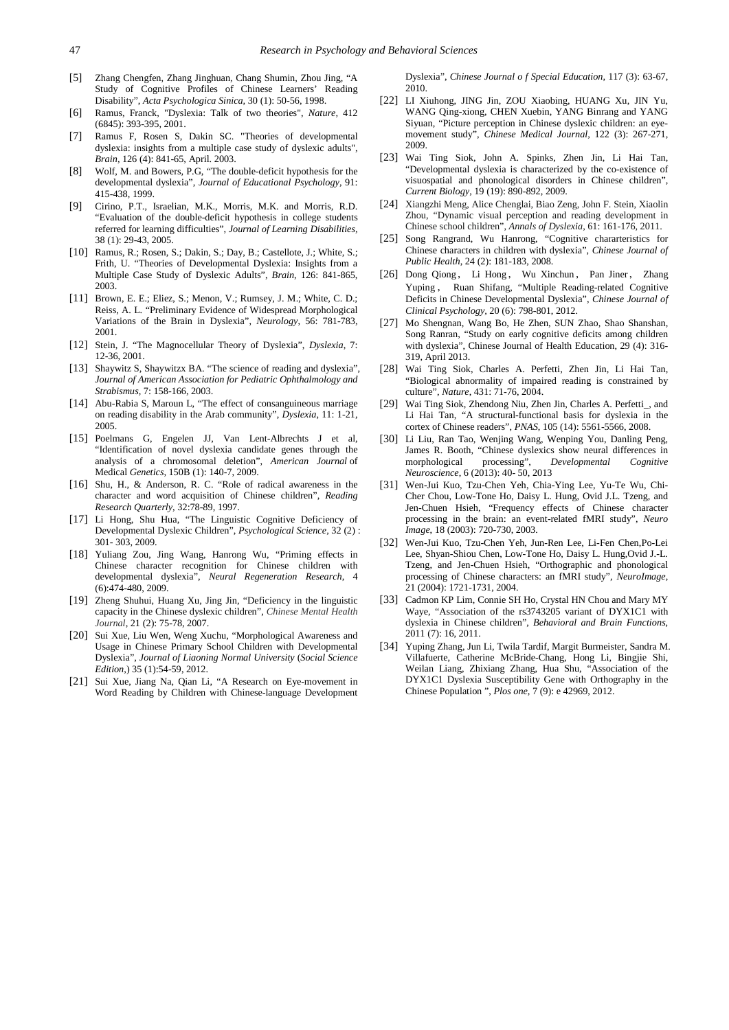[5] Zhang Chengfen, Zhang Jinghuan, Chang Shumin, Zhou Jing, "A Study of Cognitive Profiles of Chinese Learners' Reading Disability", *Acta Psychologica Sinica*, 30 (1): 50-56, 1998.

[6] Ramus, Franck, "Dyslexia: Talk of two theories", *Nature*, 412 (6845): 393-395, 2001.

[7] Ramus F, Rosen S, Dakin SC. "Theories of developmental dyslexia: insights from a multiple case study of dyslexic adults", *Brain*, 126 (4): 841-65, April. 2003.

[8] Wolf, M. and Bowers, P.G, "The double-deficit hypothesis for the developmental dyslexia", *Journal of Educational Psychology*, 91: 415-438, 1999.

[9] Cirino, P.T., Israelian, M.K., Morris, M.K. and Morris, R.D. "Evaluation of the double-deficit hypothesis in college students referred for learning difficulties", *Journal of Learning Disabilities*, 38 (1): 29-43, 2005.

[10] Ramus, R.; Rosen, S.; Dakin, S.; Day, B.; Castellote, J.; White, S.; Frith, U. "Theories of Developmental Dyslexia: Insights from a Multiple Case Study of Dyslexic Adults", *Brain*, 126: 841-865, 2003.

[11] Brown, E. E.; Eliez, S.; Menon, V.; Rumsey, J. M.; White, C. D.; Reiss, A. L. "Preliminary Evidence of Widespread Morphological Variations of the Brain in Dyslexia", *Neurology*, 56: 781-783, 2001.

[12] Stein, J. "The Magnocellular Theory of Dyslexia", *Dyslexia*, 7: 12-36, 2001.

[13] Shaywitz S, Shaywitzx BA. "The science of reading and dyslexia", *Journal of American Association for Pediatric Ophthalmology and Strabismus*, 7: 158-166, 2003.

[14] Abu-Rabia S, Maroun L, "The effect of consanguineous marriage on reading disability in the Arab community", *Dyslexia*, 11: 1-21, 2005.

[15] Poelmans G, Engelen JJ, Van Lent-Albrechts J et al, "Identification of novel dyslexia candidate genes through the analysis of a chromosomal deletion", *American Journal* of Medical *Genetics*, 150B (1): 140-7, 2009.

[16] Shu, H., & Anderson, R. C. "Role of radical awareness in the character and word acquisition of Chinese children", *Reading Research Quarterly*, 32:78-89, 1997.

[17] Li Hong, Shu Hua, "The Linguistic Cognitive Deficiency of Developmental Dyslexic Children", *Psychological Science*, 32 (2) : 301- 303, 2009.

[18] Yuliang Zou, Jing Wang, Hanrong Wu, "Priming effects in Chinese character recognition for Chinese children with developmental dyslexia", *Neural Regeneration Research*, 4 (6):474-480, 2009.

[19] Zheng Shuhui, Huang Xu, Jing Jin, "Deficiency in the linguistic capacity in the Chinese dyslexic children", *Chinese Mental Health Journal*, 21 (2): 75-78, 2007.

[20] Sui Xue, Liu Wen, Weng Xuchu, "Morphological Awareness and Usage in Chinese Primary School Children with Developmental Dyslexia", *Journal of Liaoning Normal University* (*Social Science Edition*,) 35 (1):54-59, 2012.

[21] Sui Xue, Jiang Na, Qian Li, "A Research on Eye-movement in Word Reading by Children with Chinese-language Development Dyslexia", *Chinese Journal o f Special Education*, 117 (3): 63-67, 2010.

[22] LI Xiuhong, JING Jin, ZOU Xiaobing, HUANG Xu, JIN Yu, WANG Qing-xiong, CHEN Xuebin, YANG Binrang and YANG Siyuan, "Picture perception in Chinese dyslexic children: an eye-movement study", *Chinese Medical Journal*, 122 (3): 267-271, 2009.

[23] Wai Ting Siok, John A. Spinks, Zhen Jin, Li Hai Tan, "Developmental dyslexia is characterized by the co-existence of visuospatial and phonological disorders in Chinese children", *Current Biology*, 19 (19): 890-892, 2009.

[24] Xiangzhi Meng, Alice Chenglai, Biao Zeng, John F. Stein, Xiaolin Zhou, "Dynamic visual perception and reading development in Chinese school children", *Annals of Dyslexia*, 61: 161-176, 2011.

[25] Song Rangrand, Wu Hanrong, "Cognitive chararteristics for Chinese characters in children with dyslexia", *Chinese Journal of Public Health*, 24 (2): 181-183, 2008.

[26] Dong Qiong， Li Hong， Wu Xinchun， Pan Jiner， Zhang Yuping， Ruan Shifang, "Multiple Reading-related Cognitive Deficits in Chinese Developmental Dyslexia", *Chinese Journal of Clinical Psychology*, 20 (6): 798-801, 2012.

[27] Mo Shengnan, Wang Bo, He Zhen, SUN Zhao, Shao Shanshan, Song Ranran, "Study on early cognitive deficits among children with dyslexia", Chinese Journal of Health Education, 29 (4): 316-319, April 2013.

[28] Wai Ting Siok, Charles A. Perfetti, Zhen Jin, Li Hai Tan, "Biological abnormality of impaired reading is constrained by culture", *Nature*, 431: 71-76, 2004.

[29] Wai Ting Siok, Zhendong Niu, Zhen Jin, Charles A. Perfetti_, and Li Hai Tan, "A structural-functional basis for dyslexia in the cortex of Chinese readers", *PNAS*, 105 (14): 5561-5566, 2008.

[30] Li Liu, Ran Tao, Wenjing Wang, Wenping You, Danling Peng, James R. Booth, "Chinese dyslexics show neural differences in morphological processing", *Developmental Cognitive Neuroscience*, 6 (2013): 40- 50, 2013

[31] Wen-Jui Kuo, Tzu-Chen Yeh, Chia-Ying Lee, Yu-Te Wu, Chi-Cher Chou, Low-Tone Ho, Daisy L. Hung, Ovid J.L. Tzeng, and Jen-Chuen Hsieh, "Frequency effects of Chinese character processing in the brain: an event-related fMRI study", *Neuro Image*, 18 (2003): 720-730, 2003.

[32] Wen-Jui Kuo, Tzu-Chen Yeh, Jun-Ren Lee, Li-Fen Chen,Po-Lei Lee, Shyan-Shiou Chen, Low-Tone Ho, Daisy L. Hung,Ovid J.-L. Tzeng, and Jen-Chuen Hsieh, "Orthographic and phonological processing of Chinese characters: an fMRI study", *NeuroImage*, 21 (2004): 1721-1731, 2004.

[33] Cadmon KP Lim, Connie SH Ho, Crystal HN Chou and Mary MY Waye, "Association of the rs3743205 variant of DYX1C1 with dyslexia in Chinese children", *Behavioral and Brain Functions*, 2011 (7): 16, 2011.

[34] Yuping Zhang, Jun Li, Twila Tardif, Margit Burmeister, Sandra M. Villafuerte, Catherine McBride-Chang, Hong Li, Bingjie Shi, Weilan Liang, Zhixiang Zhang, Hua Shu, "Association of the DYX1C1 Dyslexia Susceptibility Gene with Orthography in the Chinese Population ", *Plos one*, 7 (9): e 42969, 2012.